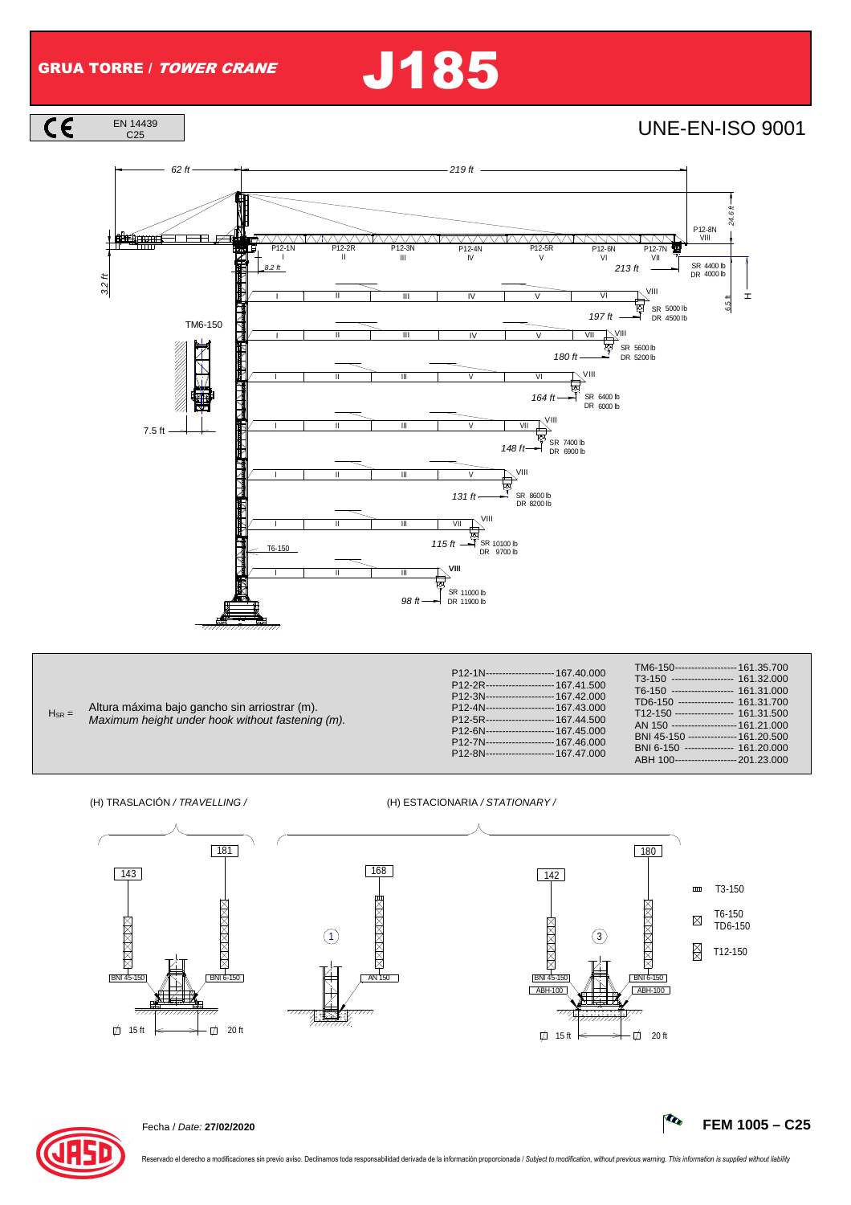# GRUA TORRE / *TOWER CRANE* J185

CE EN 14439 C25

UNE-EN-ISO 9001

62 ft — 219 ft — 24.6 ft — 3.2 ft — 8.2 ft — 6.5 ft — H

P12-1N I, P12-2R II, P12-3N III, P12-4N IV, P12-5R V, P12-6N VI, P12-7N VII, P12-8N VIII

TM6-150

7.5 ft

T6-150

| Jib length | SR | DR |
|---|---|---|
| 213 ft | 4400 lb | 4000 lb |
| 197 ft | 5000 lb | 4500 lb |
| 180 ft | 5600 lb | 5200 lb |
| 164 ft | 6400 lb | 6000 lb |
| 148 ft | 7400 lb | 6900 lb |
| 131 ft | 8600 lb | 8200 lb |
| 115 ft | 10100 lb | 9700 lb |
| 98 ft | 11000 lb | 11900 lb |

$H_{SR}$ = Altura máxima bajo gancho sin arriostrar (m).
*Maximum height under hook without fastening (m).*

| | |
|---|---|
| P12-1N | 167.40.000 |
| P12-2R | 167.41.500 |
| P12-3N | 167.42.000 |
| P12-4N | 167.43.000 |
| P12-5R | 167.44.500 |
| P12-6N | 167.45.000 |
| P12-7N | 167.46.000 |
| P12-8N | 167.47.000 |

| | |
|---|---|
| TM6-150 | 161.35.700 |
| T3-150 | 161.32.000 |
| T6-150 | 161.31.000 |
| TD6-150 | 161.31.700 |
| T12-150 | 161.31.500 |
| AN 150 | 161.21.000 |
| BNI 45-150 | 161.20.500 |
| BNI 6-150 | 161.20.000 |
| ABH 100 | 201.23.000 |

(H) TRASLACIÓN / *TRAVELLING* /

(H) ESTACIONARIA / *STATIONARY* /

Traslación: 143 (BNI 45-150, 15 ft) — 181 (BNI 6-150, 20 ft)

Estacionaria: ① 168 (AN 150) — ③ 142 (BNI 45-150, ABH-100, 15 ft) — 180 (BNI 6-150, ABH-100, 20 ft)

T3-150
T6-150 / TD6-150
T12-150

Fecha / *Date:* **27/02/2020**

**FEM 1005 – C25**

Reservado el derecho a modificaciones sin previo aviso. Declinamos toda responsabilidad derivada de la información proporcionada / *Subject to modification, without previous warning. This information is supplied without liability*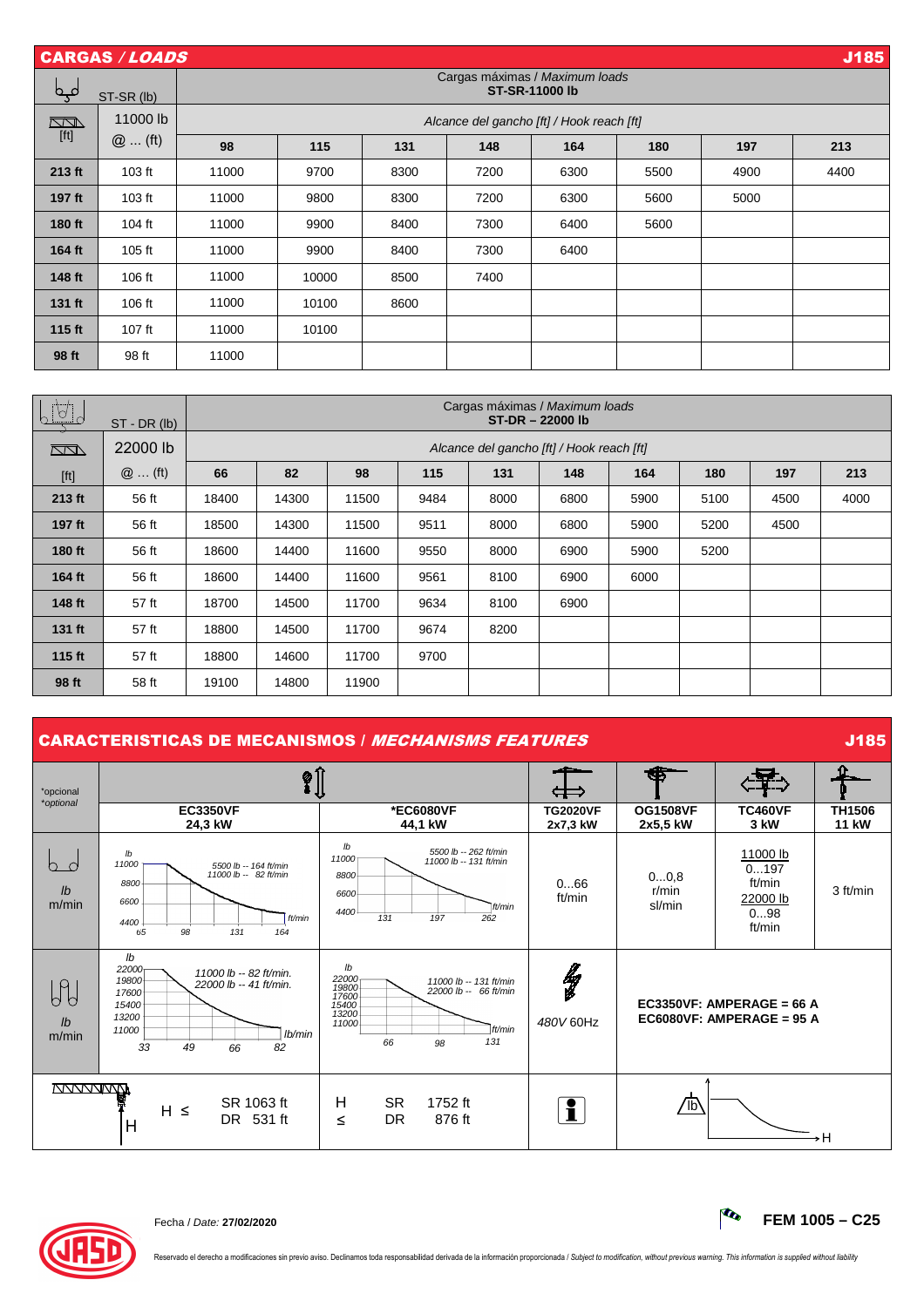## CARGAS / *LOADS* — J185

| ST-SR (lb) | | Cargas máximas / *Maximum loads* **ST-SR-11000 lb** | | | | | | | |
|---|---|---|---|---|---|---|---|---|---|
| [ft] | 11000 lb @ … (ft) | *Alcance del gancho [ft] / Hook reach [ft]* | | | | | | | |
| | | **98** | **115** | **131** | **148** | **164** | **180** | **197** | **213** |
| **213 ft** | 103 ft | 11000 | 9700 | 8300 | 7200 | 6300 | 5500 | 4900 | 4400 |
| **197 ft** | 103 ft | 11000 | 9800 | 8300 | 7200 | 6300 | 5600 | 5000 | |
| **180 ft** | 104 ft | 11000 | 9900 | 8400 | 7300 | 6400 | 5600 | | |
| **164 ft** | 105 ft | 11000 | 9900 | 8400 | 7300 | 6400 | | | |
| **148 ft** | 106 ft | 11000 | 10000 | 8500 | 7400 | | | | |
| **131 ft** | 106 ft | 11000 | 10100 | 8600 | | | | | |
| **115 ft** | 107 ft | 11000 | 10100 | | | | | | |
| **98 ft** | 98 ft | 11000 | | | | | | | |

| ST - DR (lb) | | Cargas máximas / *Maximum loads* **ST-DR – 22000 lb** | | | | | | | | | |
|---|---|---|---|---|---|---|---|---|---|---|---|
| [ft] | 22000 lb @ … (ft) | *Alcance del gancho [ft] / Hook reach [ft]* | | | | | | | | | |
| | | **66** | **82** | **98** | **115** | **131** | **148** | **164** | **180** | **197** | **213** |
| **213 ft** | 56 ft | 18400 | 14300 | 11500 | 9484 | 8000 | 6800 | 5900 | 5100 | 4500 | 4000 |
| **197 ft** | 56 ft | 18500 | 14300 | 11500 | 9511 | 8000 | 6800 | 5900 | 5200 | 4500 | |
| **180 ft** | 56 ft | 18600 | 14400 | 11600 | 9550 | 8000 | 6900 | 5900 | 5200 | | |
| **164 ft** | 56 ft | 18600 | 14400 | 11600 | 9561 | 8100 | 6900 | 6000 | | | |
| **148 ft** | 57 ft | 18700 | 14500 | 11700 | 9634 | 8100 | 6900 | | | | |
| **131 ft** | 57 ft | 18800 | 14500 | 11700 | 9674 | 8200 | | | | | |
| **115 ft** | 57 ft | 18800 | 14600 | 11700 | 9700 | | | | | | |
| **98 ft** | 58 ft | 19100 | 14800 | 11900 | | | | | | | |

## CARACTERISTICAS DE MECANISMOS / *MECHANISMS FEATURES* — J185

| *opcional *optional | **EC3350VF 24,3 kW** | ***EC6080VF 44,1 kW** | **TG2020VF 2x7,3 kW** | **OG1508VF 2x5,5 kW** | **TC460VF 3 kW** | **TH1506 11 kW** |
|---|---|---|---|---|---|---|
| lb m/min | lb: 11000, 8800, 6600, 4400; ft/min: 65, 98, 131, 164 — 5500 lb -- 164 ft/min; 11000 lb -- 82 ft/min | lb: 11000, 8800, 6600, 4400; ft/min: 131, 197, 262 — 5500 lb -- 262 ft/min; 11000 lb -- 131 ft/min | 0…66 ft/min | 0…0,8 r/min sl/min | 11000 lb 0…197 ft/min 22000 lb 0…98 ft/min | 3 ft/min |
| lb m/min | lb: 22000, 19800, 17600, 15400, 13200, 11000; lb/min: 33, 49, 66, 82 — 11000 lb -- 82 ft/min. 22000 lb -- 41 ft/min. | lb: 22000, 19800, 17600, 15400, 13200, 11000; ft/min: 66, 98, 131 — 11000 lb -- 131 ft/min; 22000 lb -- 66 ft/min | 480V 60Hz | EC3350VF: AMPERAGE = 66 A<br>EC6080VF: AMPERAGE = 95 A | | |
| H ≤ SR 1063 ft, DR 531 ft | | H ≤ SR 1752 ft, DR 876 ft | | lb / H | | |

Fecha / *Date:* **27/02/2020**

**FEM 1005 – C25**

Reservado el derecho a modificaciones sin previo aviso. Declinamos toda responsabilidad derivada de la información proporcionada / *Subject to modification, without previous warning. This information is supplied without liability*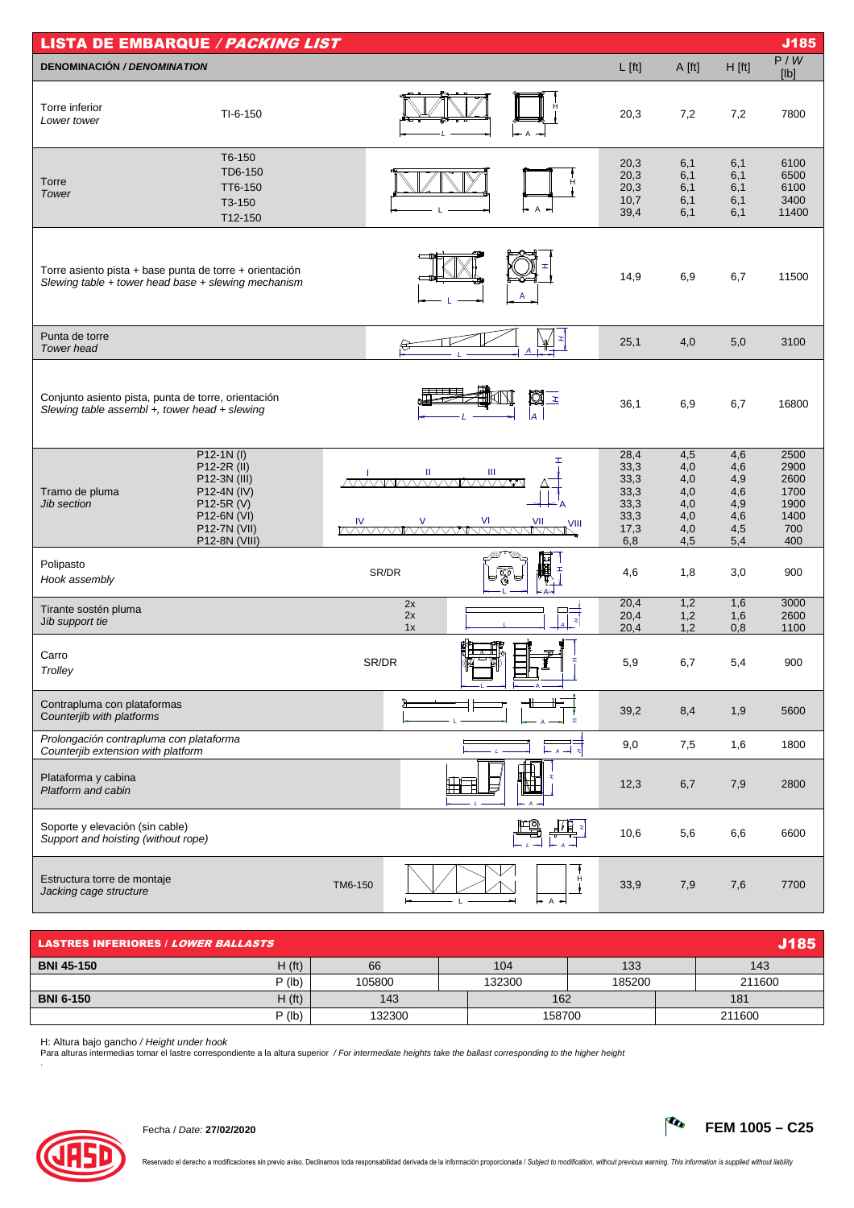## LISTA DE EMBARQUE / *PACKING LIST* — J185

| DENOMINACIÓN / *DENOMINATION* | | L [ft] | A [ft] | H [ft] | P / W [lb] |
|---|---|---|---|---|---|
| Torre inferior<br>*Lower tower* | TI-6-150 | 20,3 | 7,2 | 7,2 | 7800 |
| Torre<br>*Tower* | T6-150<br>TD6-150<br>TT6-150<br>T3-150<br>T12-150 | 20,3<br>20,3<br>20,3<br>10,7<br>39,4 | 6,1<br>6,1<br>6,1<br>6,1<br>6,1 | 6,1<br>6,1<br>6,1<br>6,1<br>6,1 | 6100<br>6500<br>6100<br>3400<br>11400 |
| Torre asiento pista + base punta de torre + orientación<br>*Slewing table + tower head base + slewing mechanism* | | 14,9 | 6,9 | 6,7 | 11500 |
| Punta de torre<br>*Tower head* | | 25,1 | 4,0 | 5,0 | 3100 |
| Conjunto asiento pista, punta de torre, orientación<br>*Slewing table assembl +, tower head + slewing* | | 36,1 | 6,9 | 6,7 | 16800 |
| Tramo de pluma<br>*Jib section* | P12-1N (I)<br>P12-2R (II)<br>P12-3N (III)<br>P12-4N (IV)<br>P12-5R (V)<br>P12-6N (VI)<br>P12-7N (VII)<br>P12-8N (VIII) | 28,4<br>33,3<br>33,3<br>33,3<br>33,3<br>33,3<br>17,3<br>6,8 | 4,5<br>4,0<br>4,0<br>4,0<br>4,0<br>4,0<br>4,0<br>4,5 | 4,6<br>4,6<br>4,9<br>4,6<br>4,9<br>4,6<br>4,5<br>5,4 | 2500<br>2900<br>2600<br>1700<br>1900<br>1400<br>700<br>400 |
| Polipasto<br>*Hook assembly* | SR/DR | 4,6 | 1,8 | 3,0 | 900 |
| Tirante sostén pluma<br>*Jib support tie* | 2x<br>2x<br>1x | 20,4<br>20,4<br>20,4 | 1,2<br>1,2<br>1,2 | 1,6<br>1,6<br>0,8 | 3000<br>2600<br>1100 |
| Carro<br>*Trolley* | SR/DR | 5,9 | 6,7 | 5,4 | 900 |
| Contrapluma con plataformas<br>*Counterjib with platforms* | | 39,2 | 8,4 | 1,9 | 5600 |
| *Prolongación contrapluma con plataforma*<br>*Counterjib extension with platform* | | 9,0 | 7,5 | 1,6 | 1800 |
| Plataforma y cabina<br>*Platform and cabin* | | 12,3 | 6,7 | 7,9 | 2800 |
| Soporte y elevación (sin cable)<br>*Support and hoisting (without rope)* | | 10,6 | 5,6 | 6,6 | 6600 |
| Estructura torre de montaje<br>*Jacking cage structure* | TM6-150 | 33,9 | 7,9 | 7,6 | 7700 |

## LASTRES INFERIORES / *LOWER BALLASTS* — J185

| | | | | | |
|---|---|---|---|---|---|
| **BNI 45-150** | H (ft) | 66 | 104 | 133 | 143 |
| | P (lb) | 105800 | 132300 | 185200 | 211600 |
| **BNI 6-150** | H (ft) | 143 | 162 | | 181 |
| | P (lb) | 132300 | 158700 | | 211600 |

H: Altura bajo gancho / *Height under hook*
Para alturas intermedias tomar el lastre correspondiente a la altura superior / *For intermediate heights take the ballast corresponding to the higher height*

Fecha / *Date:* **27/02/2020**

**FEM 1005 – C25**

Reservado el derecho a modificaciones sin previo aviso. Declinamos toda responsabilidad derivada de la información proporcionada / *Subject to modification, without previous warning. This information is supplied without liability*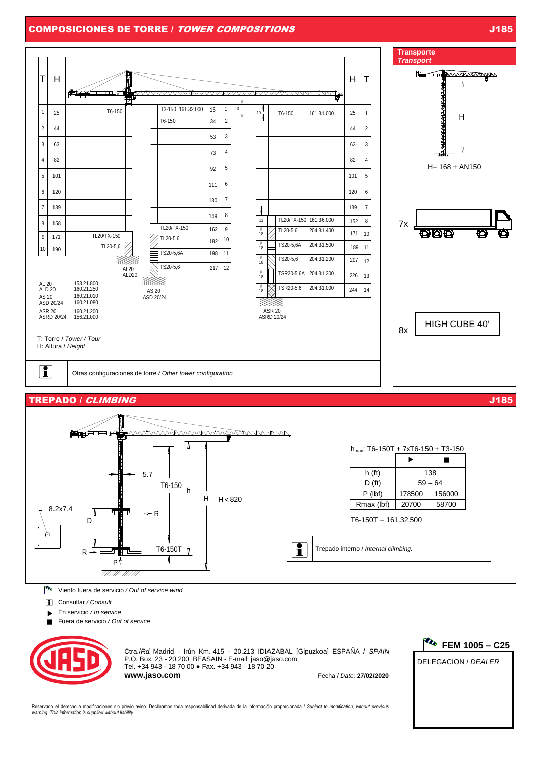## COMPOSICIONES DE TORRE / *TOWER COMPOSITIONS*

J185

| T | H | | | | H | T |
|---|---|---|---|---|---|---|
| 1 | 25 | T6-150 | T3-150 161.32.000 / T6-150 | 15 / 34 (1, 2) | T6-150 161.31.000 | 25 | 1 |
| 2 | 44 | | | 53 (3) | | 44 | 2 |
| 3 | 63 | | | 73 (4) | | 63 | 3 |
| 4 | 82 | | | 92 (5) | | 82 | 4 |
| 5 | 101 | | | 111 (6) | | 101 | 5 |
| 6 | 120 | | | 130 (7) | | 120 | 6 |
| 7 | 139 | | | 149 (8) | | 139 | 7 |
| 8 | 158 | | TL20/TX-150 | 162 (9) | TL20/TX-150 161.36.000 | 152 | 8 |
| 9 | 171 | TL20/TX-150 | TL20-5,6 | 182 (10) | TL20-5,6 204.31.400 | 171 | 10 |
| 10 | 190 | TL20-5,6 | TS20-5,6A | 198 (11) | TS20-5,6A 204.31.500 | 189 | 11 |
| | | | TS20-5,6 | 217 (12) | TS20-5,6 204.31.200 | 207 | 12 |
| | | | | | TSR20-5,6A 204.31.300 | 226 | 13 |
| | | | | | TSR20-5,6 204.31.000 | 244 | 14 |

AL20 / ALD20 — AS 20 / ASD 20/24 — ASR 20 / ASRD 20/24

AL 20 153.21.800
ALD 20 160.21.250
AS 20 160.21.010
ASD 20/24 160.21.080
ASR 20 160.21.200
ASRD 20/24 156.21.000

T: Torre / *Tower / Tour*
H: Altura / *Height*

Otras configuraciones de torre / *Other tower configuration*

**Transporte**
***Transport***

H= 168 + AN150

7x

8x HIGH CUBE 40'

## TREPADO / *CLIMBING*

J185

5.7
T6-150
h
H
H < 820
8.2x7.4
R
D
T6-150T
R
P

$h_{max}$: T6-150T + 7xT6-150 + T3-150

| | ▶ | ■ |
|---|---|---|
| h (ft) | 138 | |
| D (ft) | 59 – 64 | |
| P (lbf) | 178500 | 156000 |
| Rmax (lbf) | 20700 | 58700 |

T6-150T = 161.32.500

Trepado interno / *Internal climbing.*

Viento fuera de servicio / *Out of service wind*
Consultar / *Consult*
▶ En servicio / *In service*
■ Fuera de servicio / *Out of service*

Ctra./*Rd.* Madrid - Irún Km. 415 - 20.213 IDIAZABAL [Gipuzkoa] ESPAÑA / *SPAIN*
P.O. Box, 23 - 20.200 BEASAIN - E-mail: jaso@jaso.com
Tel. +34 943 - 18 70 00 • Fax. +34 943 - 18 70 20
**www.jaso.com**

Fecha / *Date:* **27/02/2020**

**FEM 1005 – C25**

DELEGACION / *DEALER*

Reservado el derecho a modificaciones sin previo aviso. Declinamos toda responsabilidad derivada de la información proporcionada / *Subject to modification, without previous warning. This information is supplied without liability*